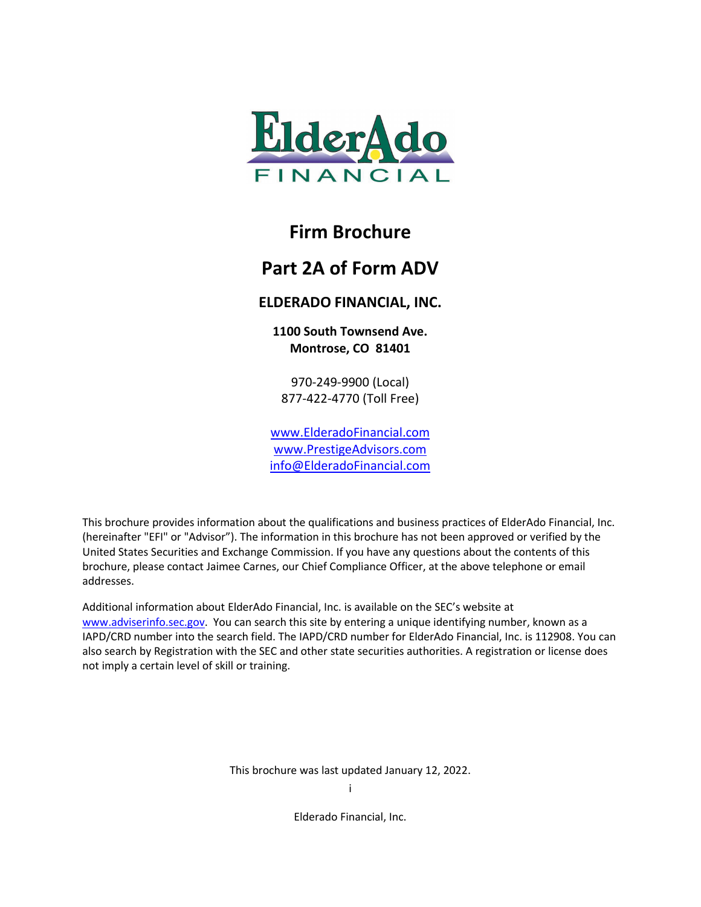# Firm Brochure

## Part 2A of Form ADV

### ELDERADO FINANCIAL, INC.

**1100 South Townsend Ave.**
**Montrose, CO 81401**

970-249-9900 (Local)
877-422-4770 (Toll Free)

www.ElderadoFinancial.com
www.PrestigeAdvisors.com
info@ElderadoFinancial.com

This brochure provides information about the qualifications and business practices of ElderAdo Financial, Inc. (hereinafter "EFI" or "Advisor"). The information in this brochure has not been approved or verified by the United States Securities and Exchange Commission. If you have any questions about the contents of this brochure, please contact Jaimee Carnes, our Chief Compliance Officer, at the above telephone or email addresses.

Additional information about ElderAdo Financial, Inc. is available on the SEC's website at www.adviserinfo.sec.gov. You can search this site by entering a unique identifying number, known as a IAPD/CRD number into the search field. The IAPD/CRD number for ElderAdo Financial, Inc. is 112908. You can also search by Registration with the SEC and other state securities authorities. A registration or license does not imply a certain level of skill or training.

This brochure was last updated January 12, 2022.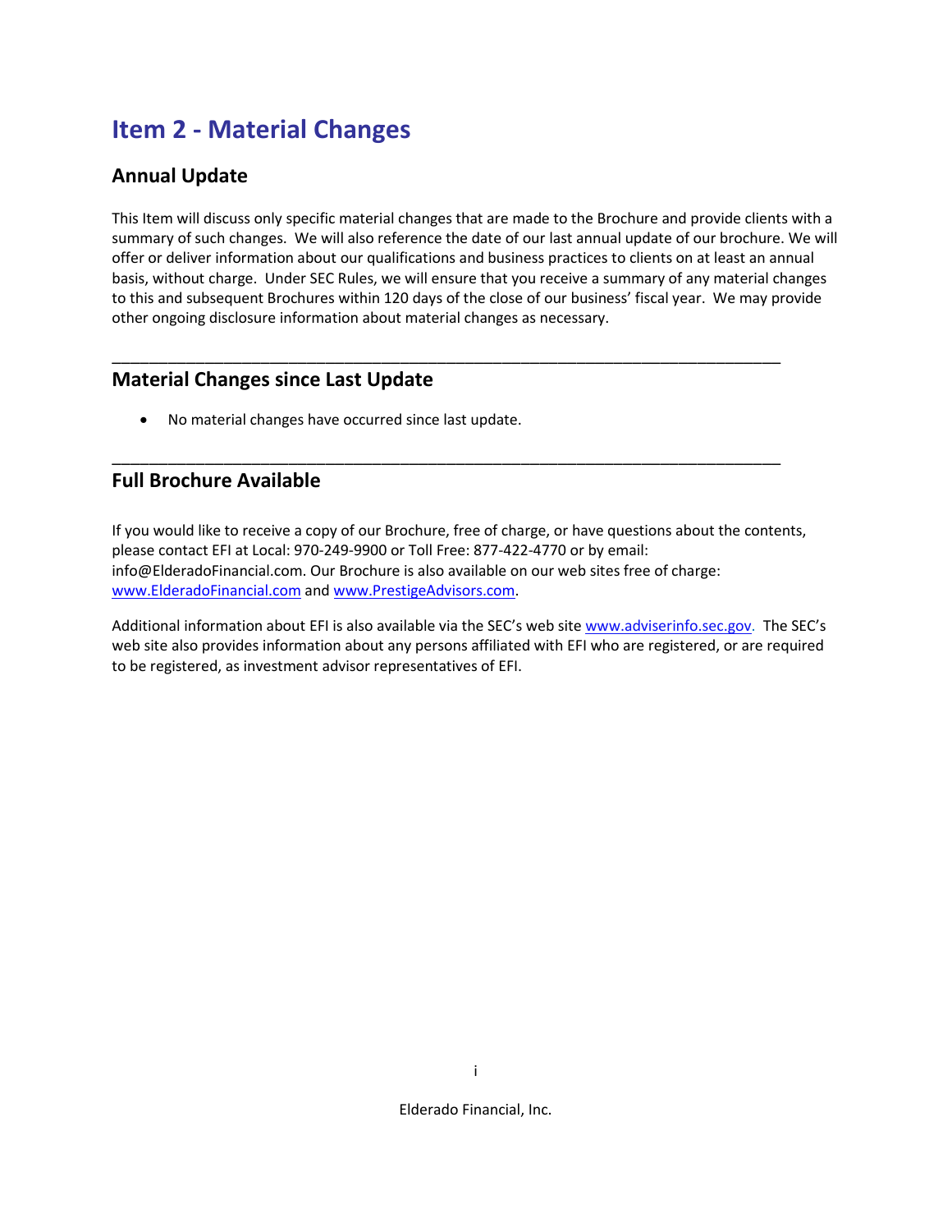# Item 2 - Material Changes

## Annual Update

This Item will discuss only specific material changes that are made to the Brochure and provide clients with a summary of such changes. We will also reference the date of our last annual update of our brochure. We will offer or deliver information about our qualifications and business practices to clients on at least an annual basis, without charge. Under SEC Rules, we will ensure that you receive a summary of any material changes to this and subsequent Brochures within 120 days of the close of our business' fiscal year. We may provide other ongoing disclosure information about material changes as necessary.

---

## Material Changes since Last Update

- No material changes have occurred since last update.

---

## Full Brochure Available

If you would like to receive a copy of our Brochure, free of charge, or have questions about the contents, please contact EFI at Local: 970-249-9900 or Toll Free: 877-422-4770 or by email: info@ElderadoFinancial.com. Our Brochure is also available on our web sites free of charge: www.ElderadoFinancial.com and www.PrestigeAdvisors.com.

Additional information about EFI is also available via the SEC's web site www.adviserinfo.sec.gov. The SEC's web site also provides information about any persons affiliated with EFI who are registered, or are required to be registered, as investment advisor representatives of EFI.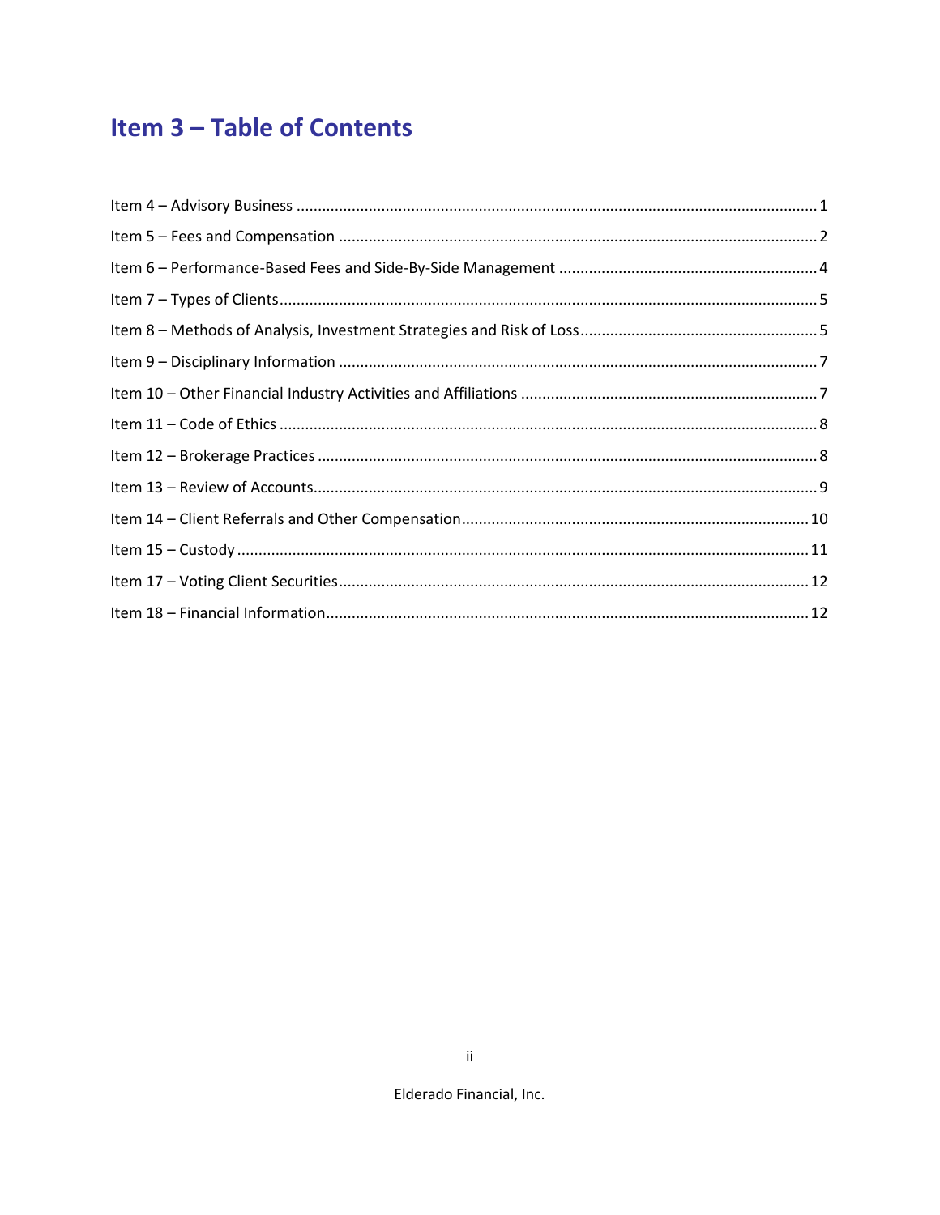# Item 3 – Table of Contents

Item 4 – Advisory Business .......... 1

Item 5 – Fees and Compensation .......... 2

Item 6 – Performance-Based Fees and Side-By-Side Management .......... 4

Item 7 – Types of Clients .......... 5

Item 8 – Methods of Analysis, Investment Strategies and Risk of Loss .......... 5

Item 9 – Disciplinary Information .......... 7

Item 10 – Other Financial Industry Activities and Affiliations .......... 7

Item 11 – Code of Ethics .......... 8

Item 12 – Brokerage Practices .......... 8

Item 13 – Review of Accounts .......... 9

Item 14 – Client Referrals and Other Compensation .......... 10

Item 15 – Custody .......... 11

Item 17 – Voting Client Securities .......... 12

Item 18 – Financial Information .......... 12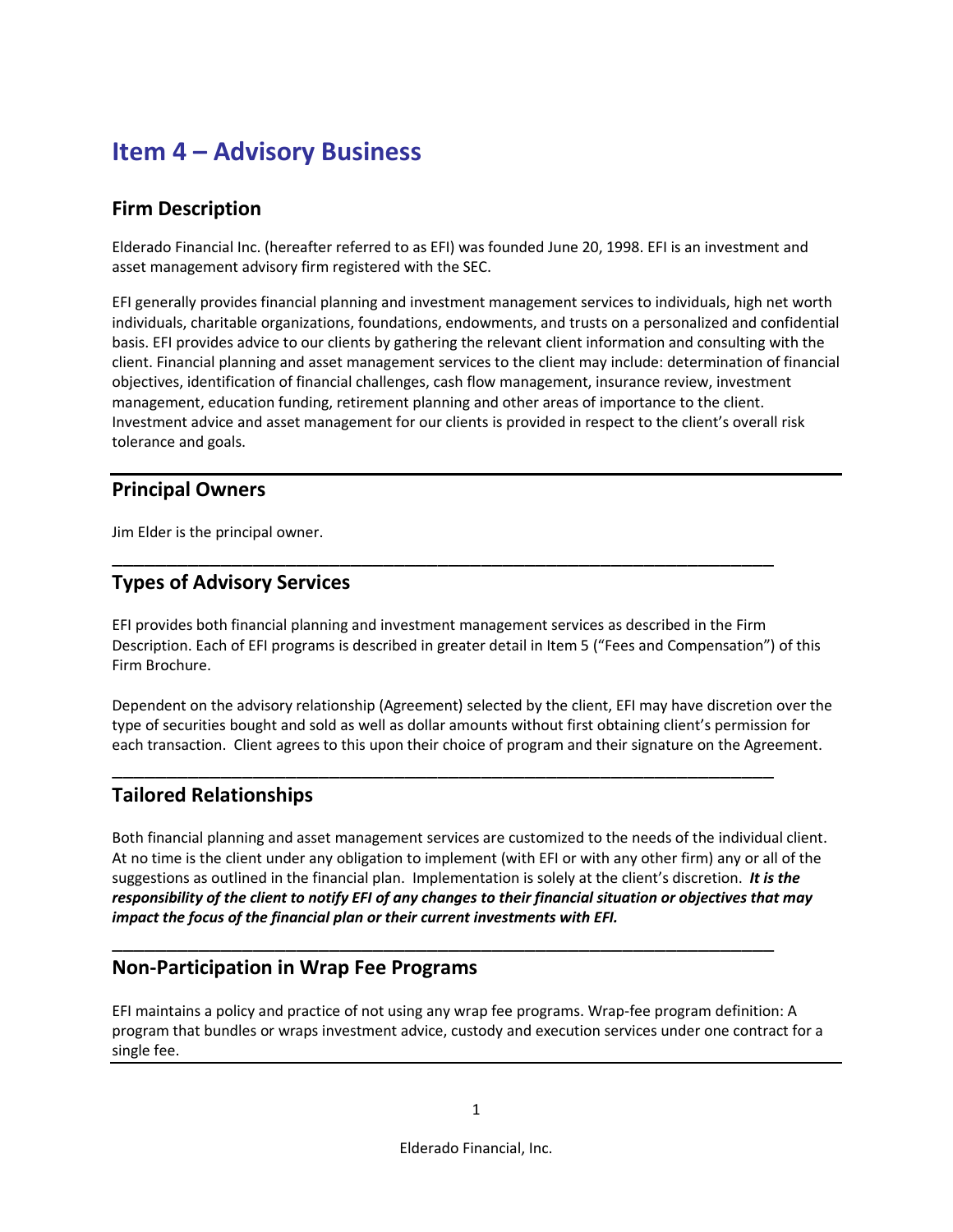# Item 4 – Advisory Business

## Firm Description

Elderado Financial Inc. (hereafter referred to as EFI) was founded June 20, 1998. EFI is an investment and asset management advisory firm registered with the SEC.

EFI generally provides financial planning and investment management services to individuals, high net worth individuals, charitable organizations, foundations, endowments, and trusts on a personalized and confidential basis. EFI provides advice to our clients by gathering the relevant client information and consulting with the client. Financial planning and asset management services to the client may include: determination of financial objectives, identification of financial challenges, cash flow management, insurance review, investment management, education funding, retirement planning and other areas of importance to the client. Investment advice and asset management for our clients is provided in respect to the client's overall risk tolerance and goals.

## Principal Owners

Jim Elder is the principal owner.

## Types of Advisory Services

EFI provides both financial planning and investment management services as described in the Firm Description. Each of EFI programs is described in greater detail in Item 5 ("Fees and Compensation") of this Firm Brochure.

Dependent on the advisory relationship (Agreement) selected by the client, EFI may have discretion over the type of securities bought and sold as well as dollar amounts without first obtaining client's permission for each transaction. Client agrees to this upon their choice of program and their signature on the Agreement.

## Tailored Relationships

Both financial planning and asset management services are customized to the needs of the individual client. At no time is the client under any obligation to implement (with EFI or with any other firm) any or all of the suggestions as outlined in the financial plan. Implementation is solely at the client's discretion. ***It is the responsibility of the client to notify EFI of any changes to their financial situation or objectives that may impact the focus of the financial plan or their current investments with EFI.***

## Non-Participation in Wrap Fee Programs

EFI maintains a policy and practice of not using any wrap fee programs. Wrap-fee program definition: A program that bundles or wraps investment advice, custody and execution services under one contract for a single fee.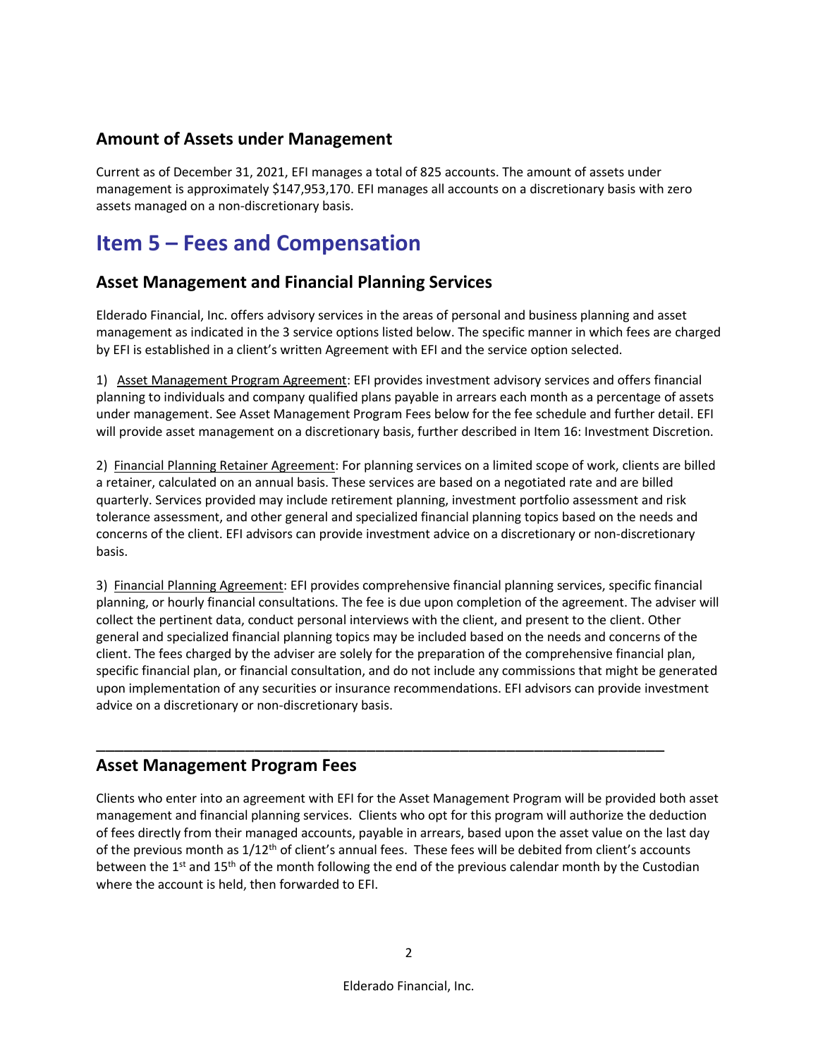### Amount of Assets under Management

Current as of December 31, 2021, EFI manages a total of 825 accounts. The amount of assets under management is approximately $147,953,170. EFI manages all accounts on a discretionary basis with zero assets managed on a non-discretionary basis.

# Item 5 – Fees and Compensation

### Asset Management and Financial Planning Services

Elderado Financial, Inc. offers advisory services in the areas of personal and business planning and asset management as indicated in the 3 service options listed below. The specific manner in which fees are charged by EFI is established in a client's written Agreement with EFI and the service option selected.

1) Asset Management Program Agreement: EFI provides investment advisory services and offers financial planning to individuals and company qualified plans payable in arrears each month as a percentage of assets under management. See Asset Management Program Fees below for the fee schedule and further detail. EFI will provide asset management on a discretionary basis, further described in Item 16: Investment Discretion.

2) Financial Planning Retainer Agreement: For planning services on a limited scope of work, clients are billed a retainer, calculated on an annual basis. These services are based on a negotiated rate and are billed quarterly. Services provided may include retirement planning, investment portfolio assessment and risk tolerance assessment, and other general and specialized financial planning topics based on the needs and concerns of the client. EFI advisors can provide investment advice on a discretionary or non-discretionary basis.

3) Financial Planning Agreement: EFI provides comprehensive financial planning services, specific financial planning, or hourly financial consultations. The fee is due upon completion of the agreement. The adviser will collect the pertinent data, conduct personal interviews with the client, and present to the client. Other general and specialized financial planning topics may be included based on the needs and concerns of the client. The fees charged by the adviser are solely for the preparation of the comprehensive financial plan, specific financial plan, or financial consultation, and do not include any commissions that might be generated upon implementation of any securities or insurance recommendations. EFI advisors can provide investment advice on a discretionary or non-discretionary basis.

---

### Asset Management Program Fees

Clients who enter into an agreement with EFI for the Asset Management Program will be provided both asset management and financial planning services. Clients who opt for this program will authorize the deduction of fees directly from their managed accounts, payable in arrears, based upon the asset value on the last day of the previous month as 1/12th of client's annual fees. These fees will be debited from client's accounts between the 1st and 15th of the month following the end of the previous calendar month by the Custodian where the account is held, then forwarded to EFI.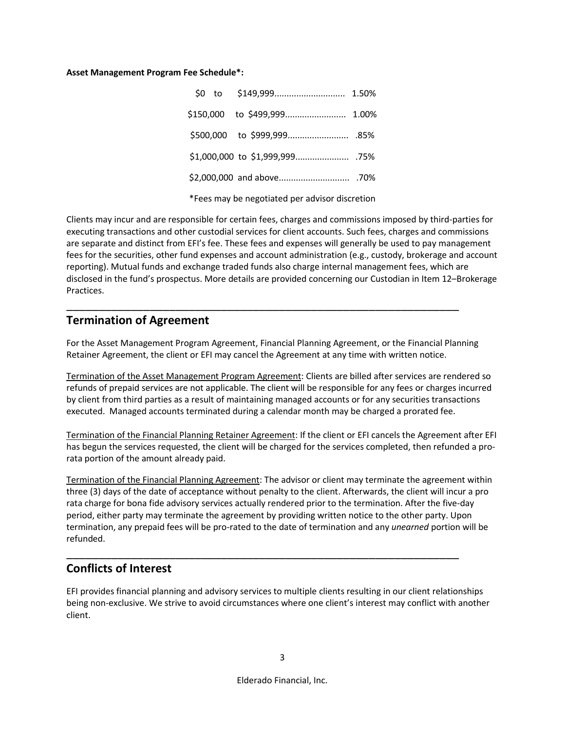**Asset Management Program Fee Schedule*:**

| Asset Range | Fee |
|---|---|
| $0 to $149,999 | 1.50% |
| $150,000 to $499,999 | 1.00% |
| $500,000 to $999,999 | .85% |
| $1,000,000 to $1,999,999 | .75% |
| $2,000,000 and above | .70% |

*Fees may be negotiated per advisor discretion

Clients may incur and are responsible for certain fees, charges and commissions imposed by third-parties for executing transactions and other custodial services for client accounts. Such fees, charges and commissions are separate and distinct from EFI's fee. These fees and expenses will generally be used to pay management fees for the securities, other fund expenses and account administration (e.g., custody, brokerage and account reporting). Mutual funds and exchange traded funds also charge internal management fees, which are disclosed in the fund's prospectus. More details are provided concerning our Custodian in Item 12–Brokerage Practices.

## Termination of Agreement

For the Asset Management Program Agreement, Financial Planning Agreement, or the Financial Planning Retainer Agreement, the client or EFI may cancel the Agreement at any time with written notice.

Termination of the Asset Management Program Agreement: Clients are billed after services are rendered so refunds of prepaid services are not applicable. The client will be responsible for any fees or charges incurred by client from third parties as a result of maintaining managed accounts or for any securities transactions executed. Managed accounts terminated during a calendar month may be charged a prorated fee.

Termination of the Financial Planning Retainer Agreement: If the client or EFI cancels the Agreement after EFI has begun the services requested, the client will be charged for the services completed, then refunded a pro-rata portion of the amount already paid.

Termination of the Financial Planning Agreement: The advisor or client may terminate the agreement within three (3) days of the date of acceptance without penalty to the client. Afterwards, the client will incur a pro rata charge for bona fide advisory services actually rendered prior to the termination. After the five-day period, either party may terminate the agreement by providing written notice to the other party. Upon termination, any prepaid fees will be pro-rated to the date of termination and any *unearned* portion will be refunded.

## Conflicts of Interest

EFI provides financial planning and advisory services to multiple clients resulting in our client relationships being non-exclusive. We strive to avoid circumstances where one client's interest may conflict with another client.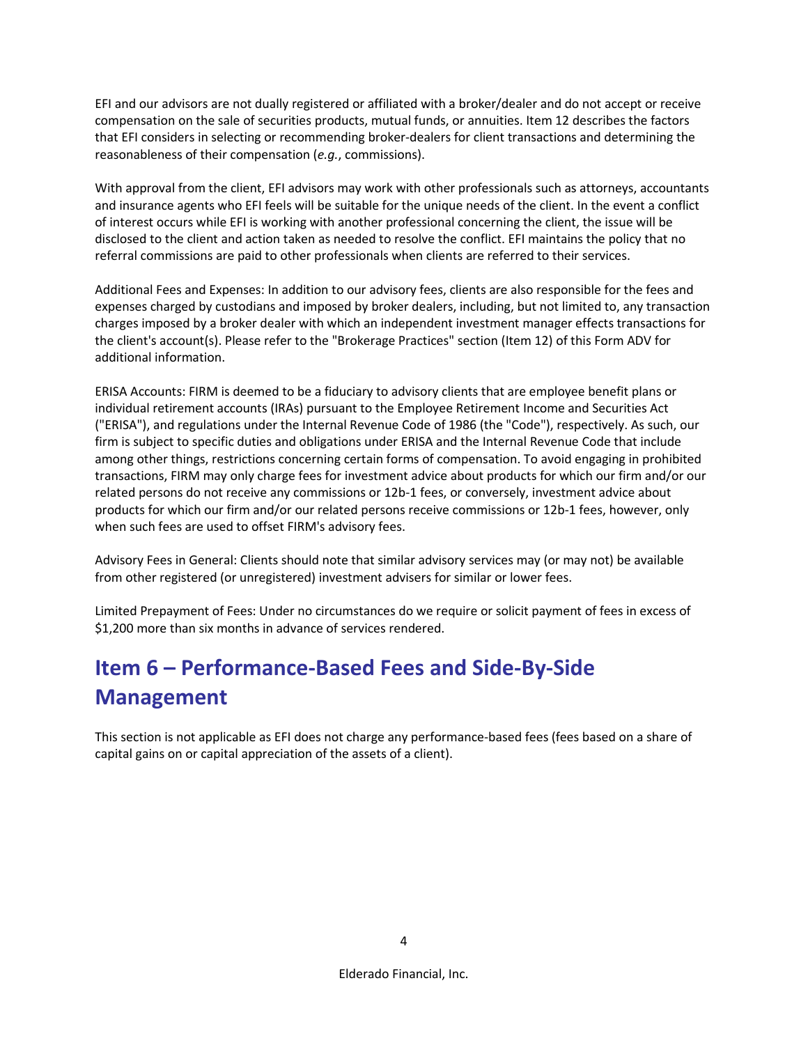EFI and our advisors are not dually registered or affiliated with a broker/dealer and do not accept or receive compensation on the sale of securities products, mutual funds, or annuities. Item 12 describes the factors that EFI considers in selecting or recommending broker-dealers for client transactions and determining the reasonableness of their compensation (*e.g.*, commissions).

With approval from the client, EFI advisors may work with other professionals such as attorneys, accountants and insurance agents who EFI feels will be suitable for the unique needs of the client. In the event a conflict of interest occurs while EFI is working with another professional concerning the client, the issue will be disclosed to the client and action taken as needed to resolve the conflict. EFI maintains the policy that no referral commissions are paid to other professionals when clients are referred to their services.

Additional Fees and Expenses: In addition to our advisory fees, clients are also responsible for the fees and expenses charged by custodians and imposed by broker dealers, including, but not limited to, any transaction charges imposed by a broker dealer with which an independent investment manager effects transactions for the client's account(s). Please refer to the "Brokerage Practices" section (Item 12) of this Form ADV for additional information.

ERISA Accounts: FIRM is deemed to be a fiduciary to advisory clients that are employee benefit plans or individual retirement accounts (IRAs) pursuant to the Employee Retirement Income and Securities Act ("ERISA"), and regulations under the Internal Revenue Code of 1986 (the "Code"), respectively. As such, our firm is subject to specific duties and obligations under ERISA and the Internal Revenue Code that include among other things, restrictions concerning certain forms of compensation. To avoid engaging in prohibited transactions, FIRM may only charge fees for investment advice about products for which our firm and/or our related persons do not receive any commissions or 12b-1 fees, or conversely, investment advice about products for which our firm and/or our related persons receive commissions or 12b-1 fees, however, only when such fees are used to offset FIRM's advisory fees.

Advisory Fees in General: Clients should note that similar advisory services may (or may not) be available from other registered (or unregistered) investment advisers for similar or lower fees.

Limited Prepayment of Fees: Under no circumstances do we require or solicit payment of fees in excess of $1,200 more than six months in advance of services rendered.

## Item 6 – Performance-Based Fees and Side-By-Side Management

This section is not applicable as EFI does not charge any performance-based fees (fees based on a share of capital gains on or capital appreciation of the assets of a client).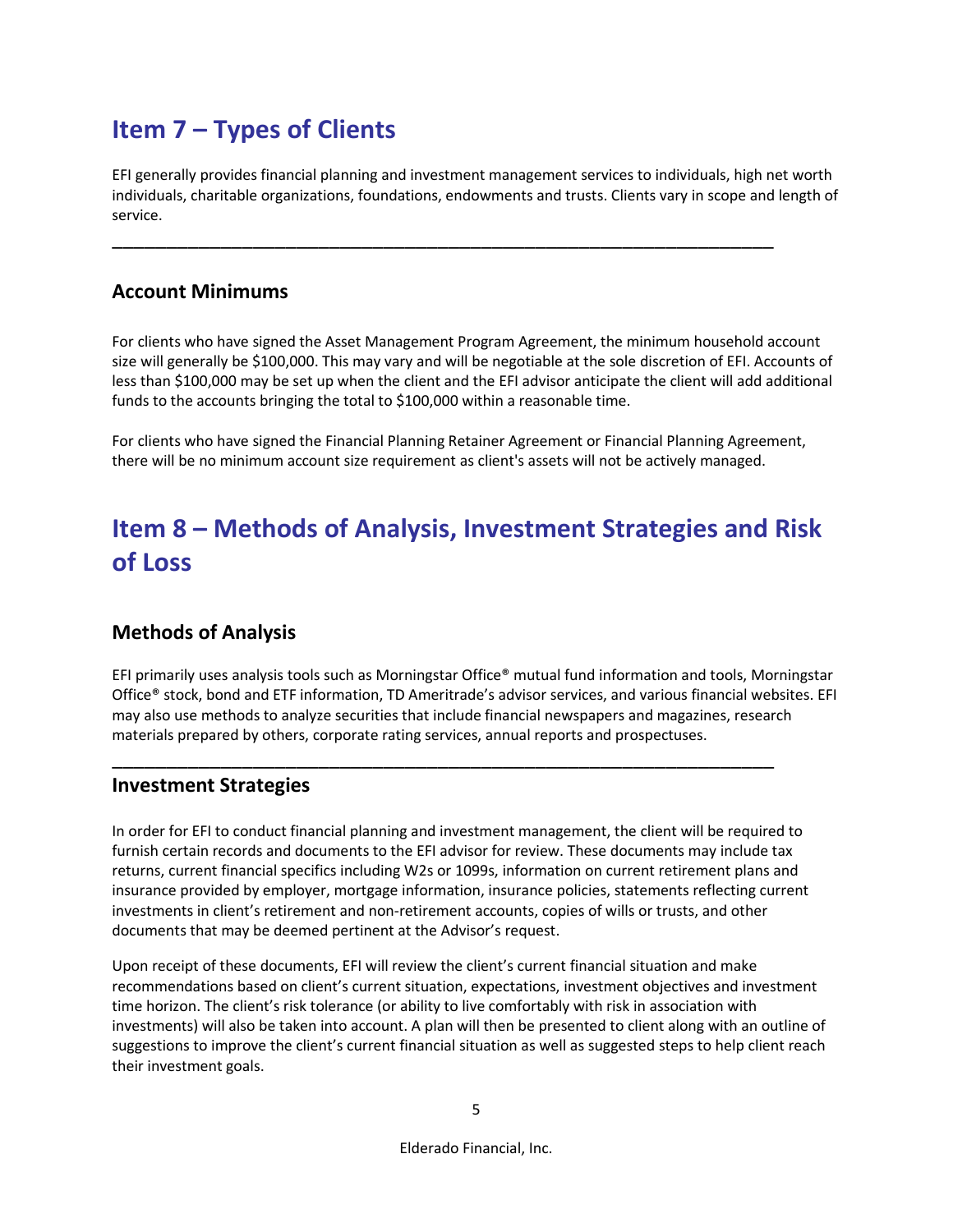# Item 7 – Types of Clients

EFI generally provides financial planning and investment management services to individuals, high net worth individuals, charitable organizations, foundations, endowments and trusts. Clients vary in scope and length of service.

---

## Account Minimums

For clients who have signed the Asset Management Program Agreement, the minimum household account size will generally be $100,000. This may vary and will be negotiable at the sole discretion of EFI. Accounts of less than $100,000 may be set up when the client and the EFI advisor anticipate the client will add additional funds to the accounts bringing the total to $100,000 within a reasonable time.

For clients who have signed the Financial Planning Retainer Agreement or Financial Planning Agreement, there will be no minimum account size requirement as client's assets will not be actively managed.

# Item 8 – Methods of Analysis, Investment Strategies and Risk of Loss

## Methods of Analysis

EFI primarily uses analysis tools such as Morningstar Office® mutual fund information and tools, Morningstar Office® stock, bond and ETF information, TD Ameritrade's advisor services, and various financial websites. EFI may also use methods to analyze securities that include financial newspapers and magazines, research materials prepared by others, corporate rating services, annual reports and prospectuses.

---

## Investment Strategies

In order for EFI to conduct financial planning and investment management, the client will be required to furnish certain records and documents to the EFI advisor for review. These documents may include tax returns, current financial specifics including W2s or 1099s, information on current retirement plans and insurance provided by employer, mortgage information, insurance policies, statements reflecting current investments in client's retirement and non-retirement accounts, copies of wills or trusts, and other documents that may be deemed pertinent at the Advisor's request.

Upon receipt of these documents, EFI will review the client's current financial situation and make recommendations based on client's current situation, expectations, investment objectives and investment time horizon. The client's risk tolerance (or ability to live comfortably with risk in association with investments) will also be taken into account. A plan will then be presented to client along with an outline of suggestions to improve the client's current financial situation as well as suggested steps to help client reach their investment goals.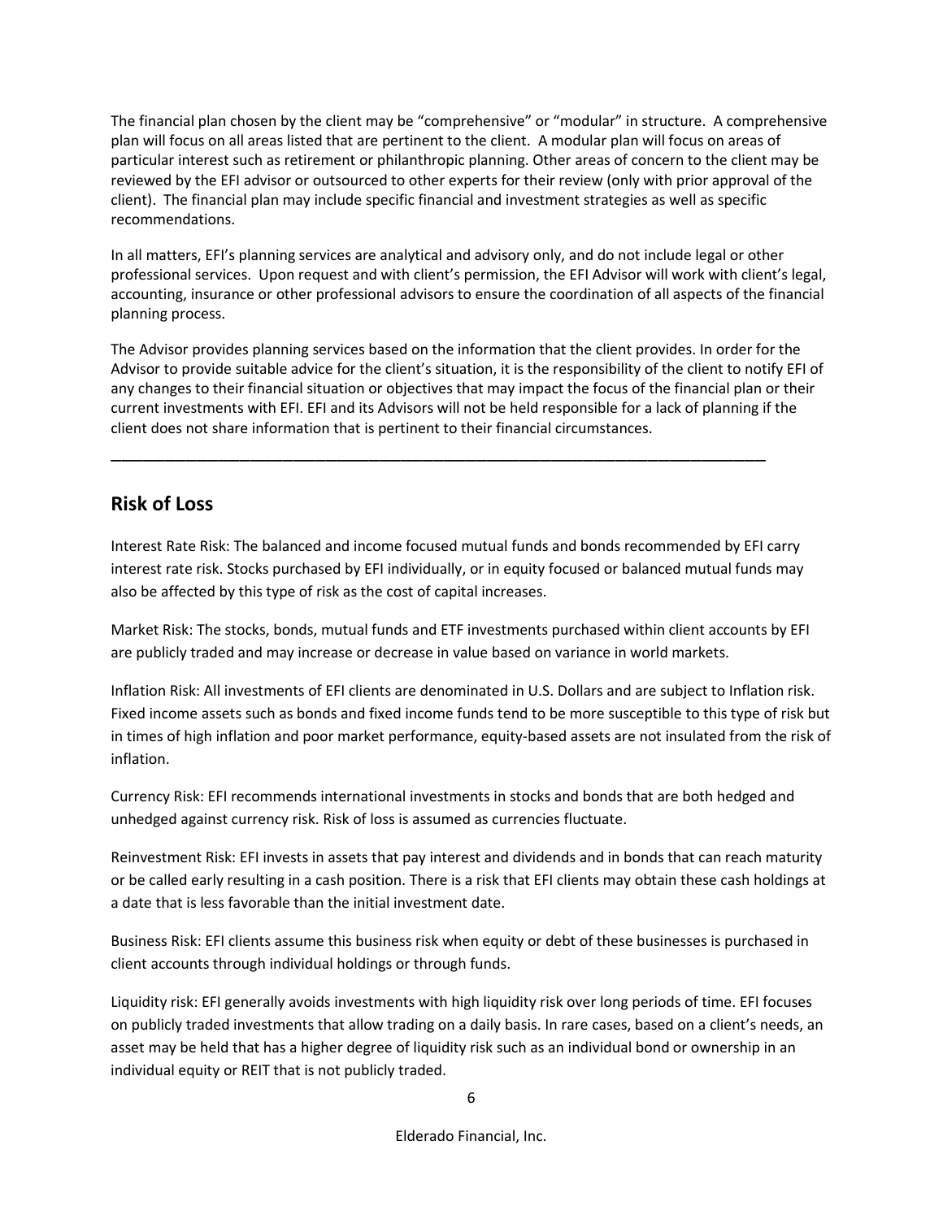The financial plan chosen by the client may be "comprehensive" or "modular" in structure. A comprehensive plan will focus on all areas listed that are pertinent to the client. A modular plan will focus on areas of particular interest such as retirement or philanthropic planning. Other areas of concern to the client may be reviewed by the EFI advisor or outsourced to other experts for their review (only with prior approval of the client). The financial plan may include specific financial and investment strategies as well as specific recommendations.

In all matters, EFI's planning services are analytical and advisory only, and do not include legal or other professional services. Upon request and with client's permission, the EFI Advisor will work with client's legal, accounting, insurance or other professional advisors to ensure the coordination of all aspects of the financial planning process.

The Advisor provides planning services based on the information that the client provides. In order for the Advisor to provide suitable advice for the client's situation, it is the responsibility of the client to notify EFI of any changes to their financial situation or objectives that may impact the focus of the financial plan or their current investments with EFI. EFI and its Advisors will not be held responsible for a lack of planning if the client does not share information that is pertinent to their financial circumstances.

---

## Risk of Loss

Interest Rate Risk: The balanced and income focused mutual funds and bonds recommended by EFI carry interest rate risk. Stocks purchased by EFI individually, or in equity focused or balanced mutual funds may also be affected by this type of risk as the cost of capital increases.

Market Risk: The stocks, bonds, mutual funds and ETF investments purchased within client accounts by EFI are publicly traded and may increase or decrease in value based on variance in world markets.

Inflation Risk: All investments of EFI clients are denominated in U.S. Dollars and are subject to Inflation risk. Fixed income assets such as bonds and fixed income funds tend to be more susceptible to this type of risk but in times of high inflation and poor market performance, equity-based assets are not insulated from the risk of inflation.

Currency Risk: EFI recommends international investments in stocks and bonds that are both hedged and unhedged against currency risk. Risk of loss is assumed as currencies fluctuate.

Reinvestment Risk: EFI invests in assets that pay interest and dividends and in bonds that can reach maturity or be called early resulting in a cash position. There is a risk that EFI clients may obtain these cash holdings at a date that is less favorable than the initial investment date.

Business Risk: EFI clients assume this business risk when equity or debt of these businesses is purchased in client accounts through individual holdings or through funds.

Liquidity risk: EFI generally avoids investments with high liquidity risk over long periods of time. EFI focuses on publicly traded investments that allow trading on a daily basis. In rare cases, based on a client's needs, an asset may be held that has a higher degree of liquidity risk such as an individual bond or ownership in an individual equity or REIT that is not publicly traded.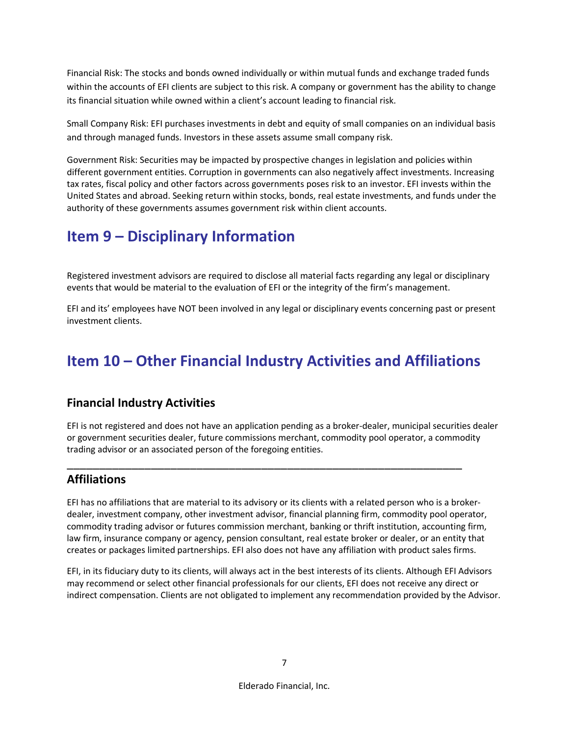Financial Risk: The stocks and bonds owned individually or within mutual funds and exchange traded funds within the accounts of EFI clients are subject to this risk. A company or government has the ability to change its financial situation while owned within a client's account leading to financial risk.

Small Company Risk: EFI purchases investments in debt and equity of small companies on an individual basis and through managed funds. Investors in these assets assume small company risk.

Government Risk: Securities may be impacted by prospective changes in legislation and policies within different government entities. Corruption in governments can also negatively affect investments. Increasing tax rates, fiscal policy and other factors across governments poses risk to an investor. EFI invests within the United States and abroad. Seeking return within stocks, bonds, real estate investments, and funds under the authority of these governments assumes government risk within client accounts.

# Item 9 – Disciplinary Information

Registered investment advisors are required to disclose all material facts regarding any legal or disciplinary events that would be material to the evaluation of EFI or the integrity of the firm's management.

EFI and its' employees have NOT been involved in any legal or disciplinary events concerning past or present investment clients.

# Item 10 – Other Financial Industry Activities and Affiliations

## Financial Industry Activities

EFI is not registered and does not have an application pending as a broker-dealer, municipal securities dealer or government securities dealer, future commissions merchant, commodity pool operator, a commodity trading advisor or an associated person of the foregoing entities.

---

## Affiliations

EFI has no affiliations that are material to its advisory or its clients with a related person who is a broker-dealer, investment company, other investment advisor, financial planning firm, commodity pool operator, commodity trading advisor or futures commission merchant, banking or thrift institution, accounting firm, law firm, insurance company or agency, pension consultant, real estate broker or dealer, or an entity that creates or packages limited partnerships. EFI also does not have any affiliation with product sales firms.

EFI, in its fiduciary duty to its clients, will always act in the best interests of its clients. Although EFI Advisors may recommend or select other financial professionals for our clients, EFI does not receive any direct or indirect compensation. Clients are not obligated to implement any recommendation provided by the Advisor.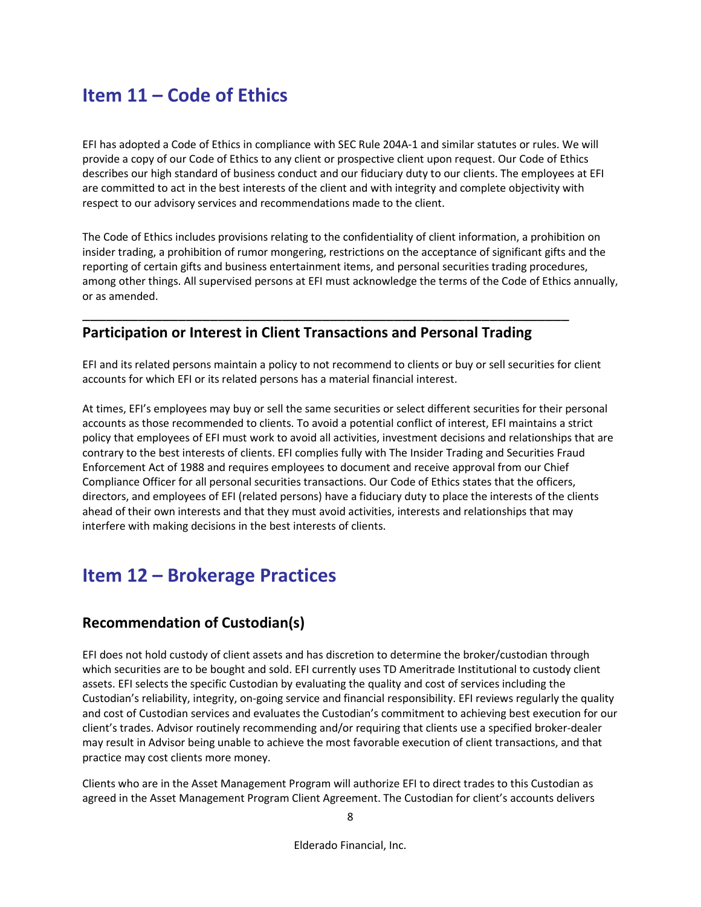# Item 11 – Code of Ethics

EFI has adopted a Code of Ethics in compliance with SEC Rule 204A-1 and similar statutes or rules. We will provide a copy of our Code of Ethics to any client or prospective client upon request. Our Code of Ethics describes our high standard of business conduct and our fiduciary duty to our clients. The employees at EFI are committed to act in the best interests of the client and with integrity and complete objectivity with respect to our advisory services and recommendations made to the client.

The Code of Ethics includes provisions relating to the confidentiality of client information, a prohibition on insider trading, a prohibition of rumor mongering, restrictions on the acceptance of significant gifts and the reporting of certain gifts and business entertainment items, and personal securities trading procedures, among other things. All supervised persons at EFI must acknowledge the terms of the Code of Ethics annually, or as amended.

---

## Participation or Interest in Client Transactions and Personal Trading

EFI and its related persons maintain a policy to not recommend to clients or buy or sell securities for client accounts for which EFI or its related persons has a material financial interest.

At times, EFI's employees may buy or sell the same securities or select different securities for their personal accounts as those recommended to clients. To avoid a potential conflict of interest, EFI maintains a strict policy that employees of EFI must work to avoid all activities, investment decisions and relationships that are contrary to the best interests of clients. EFI complies fully with The Insider Trading and Securities Fraud Enforcement Act of 1988 and requires employees to document and receive approval from our Chief Compliance Officer for all personal securities transactions. Our Code of Ethics states that the officers, directors, and employees of EFI (related persons) have a fiduciary duty to place the interests of the clients ahead of their own interests and that they must avoid activities, interests and relationships that may interfere with making decisions in the best interests of clients.

# Item 12 – Brokerage Practices

## Recommendation of Custodian(s)

EFI does not hold custody of client assets and has discretion to determine the broker/custodian through which securities are to be bought and sold. EFI currently uses TD Ameritrade Institutional to custody client assets. EFI selects the specific Custodian by evaluating the quality and cost of services including the Custodian's reliability, integrity, on-going service and financial responsibility. EFI reviews regularly the quality and cost of Custodian services and evaluates the Custodian's commitment to achieving best execution for our client's trades. Advisor routinely recommending and/or requiring that clients use a specified broker-dealer may result in Advisor being unable to achieve the most favorable execution of client transactions, and that practice may cost clients more money.

Clients who are in the Asset Management Program will authorize EFI to direct trades to this Custodian as agreed in the Asset Management Program Client Agreement. The Custodian for client's accounts delivers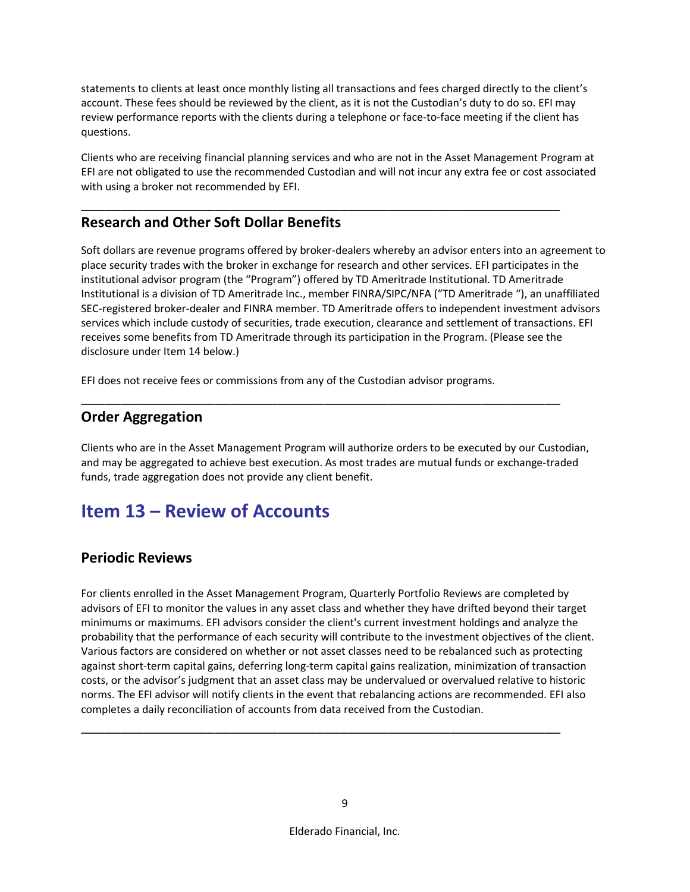statements to clients at least once monthly listing all transactions and fees charged directly to the client's account. These fees should be reviewed by the client, as it is not the Custodian's duty to do so. EFI may review performance reports with the clients during a telephone or face-to-face meeting if the client has questions.

Clients who are receiving financial planning services and who are not in the Asset Management Program at EFI are not obligated to use the recommended Custodian and will not incur any extra fee or cost associated with using a broker not recommended by EFI.

---

### Research and Other Soft Dollar Benefits

Soft dollars are revenue programs offered by broker-dealers whereby an advisor enters into an agreement to place security trades with the broker in exchange for research and other services. EFI participates in the institutional advisor program (the "Program") offered by TD Ameritrade Institutional. TD Ameritrade Institutional is a division of TD Ameritrade Inc., member FINRA/SIPC/NFA ("TD Ameritrade "), an unaffiliated SEC-registered broker-dealer and FINRA member. TD Ameritrade offers to independent investment advisors services which include custody of securities, trade execution, clearance and settlement of transactions. EFI receives some benefits from TD Ameritrade through its participation in the Program. (Please see the disclosure under Item 14 below.)

EFI does not receive fees or commissions from any of the Custodian advisor programs.

---

### Order Aggregation

Clients who are in the Asset Management Program will authorize orders to be executed by our Custodian, and may be aggregated to achieve best execution. As most trades are mutual funds or exchange-traded funds, trade aggregation does not provide any client benefit.

## Item 13 – Review of Accounts

### Periodic Reviews

For clients enrolled in the Asset Management Program, Quarterly Portfolio Reviews are completed by advisors of EFI to monitor the values in any asset class and whether they have drifted beyond their target minimums or maximums. EFI advisors consider the client's current investment holdings and analyze the probability that the performance of each security will contribute to the investment objectives of the client. Various factors are considered on whether or not asset classes need to be rebalanced such as protecting against short-term capital gains, deferring long-term capital gains realization, minimization of transaction costs, or the advisor's judgment that an asset class may be undervalued or overvalued relative to historic norms. The EFI advisor will notify clients in the event that rebalancing actions are recommended. EFI also completes a daily reconciliation of accounts from data received from the Custodian.

---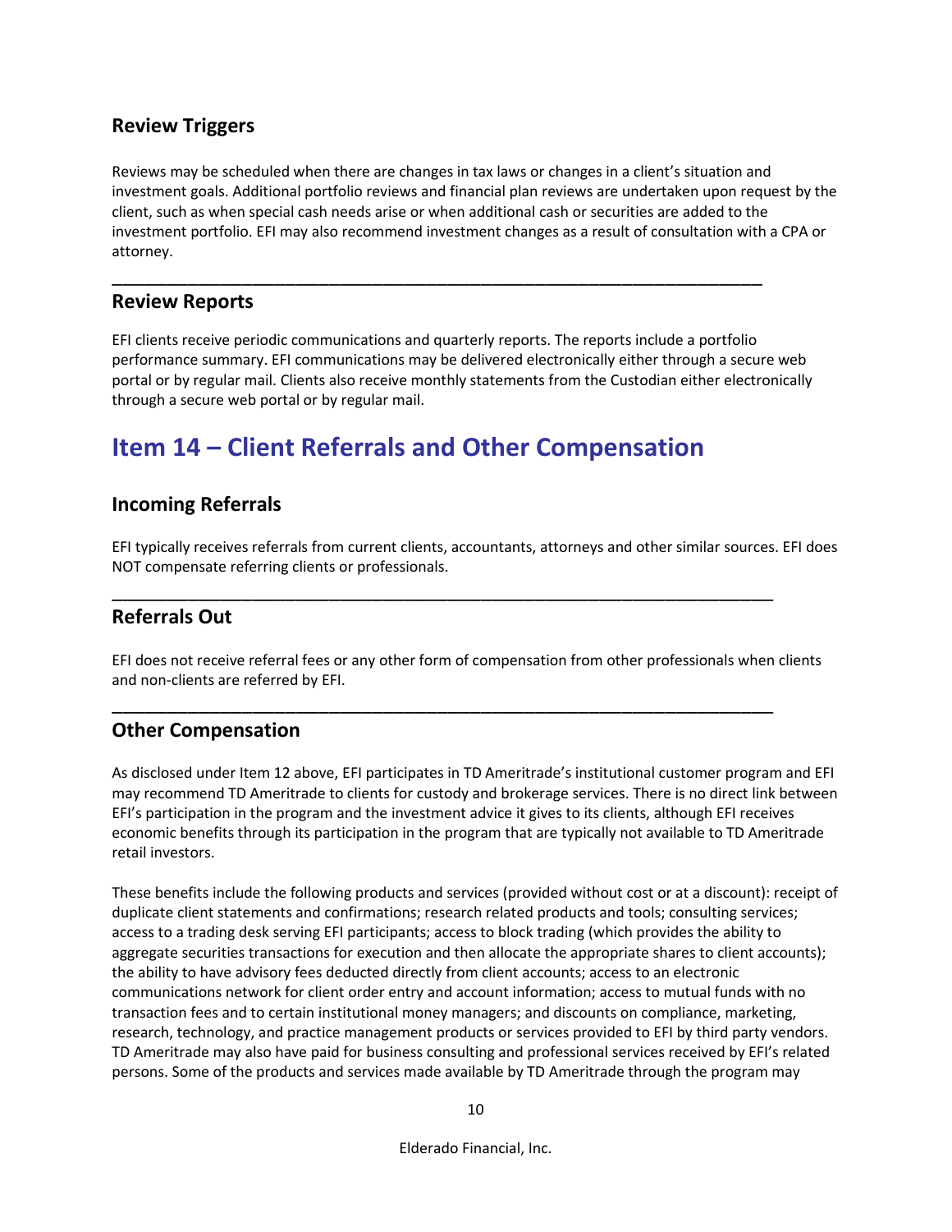### Review Triggers

Reviews may be scheduled when there are changes in tax laws or changes in a client's situation and investment goals. Additional portfolio reviews and financial plan reviews are undertaken upon request by the client, such as when special cash needs arise or when additional cash or securities are added to the investment portfolio. EFI may also recommend investment changes as a result of consultation with a CPA or attorney.

---

### Review Reports

EFI clients receive periodic communications and quarterly reports. The reports include a portfolio performance summary. EFI communications may be delivered electronically either through a secure web portal or by regular mail. Clients also receive monthly statements from the Custodian either electronically through a secure web portal or by regular mail.

## Item 14 – Client Referrals and Other Compensation

### Incoming Referrals

EFI typically receives referrals from current clients, accountants, attorneys and other similar sources. EFI does NOT compensate referring clients or professionals.

---

### Referrals Out

EFI does not receive referral fees or any other form of compensation from other professionals when clients and non-clients are referred by EFI.

---

### Other Compensation

As disclosed under Item 12 above, EFI participates in TD Ameritrade's institutional customer program and EFI may recommend TD Ameritrade to clients for custody and brokerage services. There is no direct link between EFI's participation in the program and the investment advice it gives to its clients, although EFI receives economic benefits through its participation in the program that are typically not available to TD Ameritrade retail investors.

These benefits include the following products and services (provided without cost or at a discount): receipt of duplicate client statements and confirmations; research related products and tools; consulting services; access to a trading desk serving EFI participants; access to block trading (which provides the ability to aggregate securities transactions for execution and then allocate the appropriate shares to client accounts); the ability to have advisory fees deducted directly from client accounts; access to an electronic communications network for client order entry and account information; access to mutual funds with no transaction fees and to certain institutional money managers; and discounts on compliance, marketing, research, technology, and practice management products or services provided to EFI by third party vendors. TD Ameritrade may also have paid for business consulting and professional services received by EFI's related persons. Some of the products and services made available by TD Ameritrade through the program may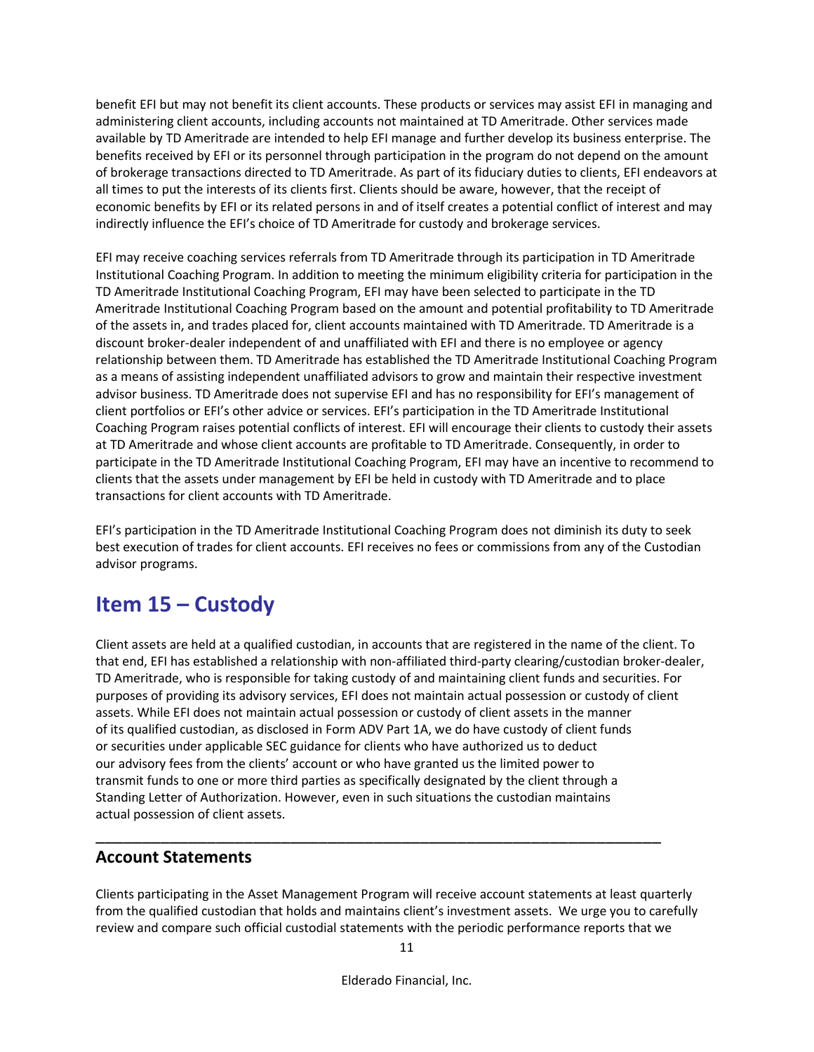benefit EFI but may not benefit its client accounts. These products or services may assist EFI in managing and administering client accounts, including accounts not maintained at TD Ameritrade. Other services made available by TD Ameritrade are intended to help EFI manage and further develop its business enterprise. The benefits received by EFI or its personnel through participation in the program do not depend on the amount of brokerage transactions directed to TD Ameritrade. As part of its fiduciary duties to clients, EFI endeavors at all times to put the interests of its clients first. Clients should be aware, however, that the receipt of economic benefits by EFI or its related persons in and of itself creates a potential conflict of interest and may indirectly influence the EFI's choice of TD Ameritrade for custody and brokerage services.

EFI may receive coaching services referrals from TD Ameritrade through its participation in TD Ameritrade Institutional Coaching Program. In addition to meeting the minimum eligibility criteria for participation in the TD Ameritrade Institutional Coaching Program, EFI may have been selected to participate in the TD Ameritrade Institutional Coaching Program based on the amount and potential profitability to TD Ameritrade of the assets in, and trades placed for, client accounts maintained with TD Ameritrade. TD Ameritrade is a discount broker-dealer independent of and unaffiliated with EFI and there is no employee or agency relationship between them. TD Ameritrade has established the TD Ameritrade Institutional Coaching Program as a means of assisting independent unaffiliated advisors to grow and maintain their respective investment advisor business. TD Ameritrade does not supervise EFI and has no responsibility for EFI's management of client portfolios or EFI's other advice or services. EFI's participation in the TD Ameritrade Institutional Coaching Program raises potential conflicts of interest. EFI will encourage their clients to custody their assets at TD Ameritrade and whose client accounts are profitable to TD Ameritrade. Consequently, in order to participate in the TD Ameritrade Institutional Coaching Program, EFI may have an incentive to recommend to clients that the assets under management by EFI be held in custody with TD Ameritrade and to place transactions for client accounts with TD Ameritrade.

EFI's participation in the TD Ameritrade Institutional Coaching Program does not diminish its duty to seek best execution of trades for client accounts. EFI receives no fees or commissions from any of the Custodian advisor programs.

# Item 15 – Custody

Client assets are held at a qualified custodian, in accounts that are registered in the name of the client. To that end, EFI has established a relationship with non-affiliated third-party clearing/custodian broker-dealer, TD Ameritrade, who is responsible for taking custody of and maintaining client funds and securities. For purposes of providing its advisory services, EFI does not maintain actual possession or custody of client assets. While EFI does not maintain actual possession or custody of client assets in the manner of its qualified custodian, as disclosed in Form ADV Part 1A, we do have custody of client funds or securities under applicable SEC guidance for clients who have authorized us to deduct our advisory fees from the clients' account or who have granted us the limited power to transmit funds to one or more third parties as specifically designated by the client through a Standing Letter of Authorization. However, even in such situations the custodian maintains actual possession of client assets.

---

## Account Statements

Clients participating in the Asset Management Program will receive account statements at least quarterly from the qualified custodian that holds and maintains client's investment assets. We urge you to carefully review and compare such official custodial statements with the periodic performance reports that we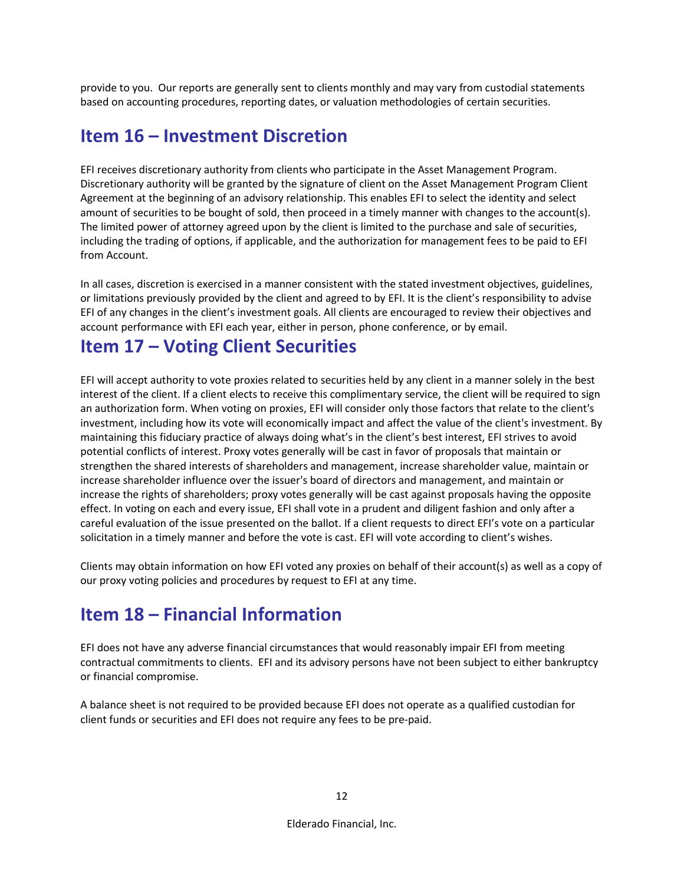provide to you. Our reports are generally sent to clients monthly and may vary from custodial statements based on accounting procedures, reporting dates, or valuation methodologies of certain securities.

## Item 16 – Investment Discretion

EFI receives discretionary authority from clients who participate in the Asset Management Program. Discretionary authority will be granted by the signature of client on the Asset Management Program Client Agreement at the beginning of an advisory relationship. This enables EFI to select the identity and select amount of securities to be bought of sold, then proceed in a timely manner with changes to the account(s). The limited power of attorney agreed upon by the client is limited to the purchase and sale of securities, including the trading of options, if applicable, and the authorization for management fees to be paid to EFI from Account.

In all cases, discretion is exercised in a manner consistent with the stated investment objectives, guidelines, or limitations previously provided by the client and agreed to by EFI. It is the client's responsibility to advise EFI of any changes in the client's investment goals. All clients are encouraged to review their objectives and account performance with EFI each year, either in person, phone conference, or by email.

## Item 17 – Voting Client Securities

EFI will accept authority to vote proxies related to securities held by any client in a manner solely in the best interest of the client. If a client elects to receive this complimentary service, the client will be required to sign an authorization form. When voting on proxies, EFI will consider only those factors that relate to the client's investment, including how its vote will economically impact and affect the value of the client's investment. By maintaining this fiduciary practice of always doing what's in the client's best interest, EFI strives to avoid potential conflicts of interest. Proxy votes generally will be cast in favor of proposals that maintain or strengthen the shared interests of shareholders and management, increase shareholder value, maintain or increase shareholder influence over the issuer's board of directors and management, and maintain or increase the rights of shareholders; proxy votes generally will be cast against proposals having the opposite effect. In voting on each and every issue, EFI shall vote in a prudent and diligent fashion and only after a careful evaluation of the issue presented on the ballot. If a client requests to direct EFI's vote on a particular solicitation in a timely manner and before the vote is cast. EFI will vote according to client's wishes.

Clients may obtain information on how EFI voted any proxies on behalf of their account(s) as well as a copy of our proxy voting policies and procedures by request to EFI at any time.

## Item 18 – Financial Information

EFI does not have any adverse financial circumstances that would reasonably impair EFI from meeting contractual commitments to clients. EFI and its advisory persons have not been subject to either bankruptcy or financial compromise.

A balance sheet is not required to be provided because EFI does not operate as a qualified custodian for client funds or securities and EFI does not require any fees to be pre-paid.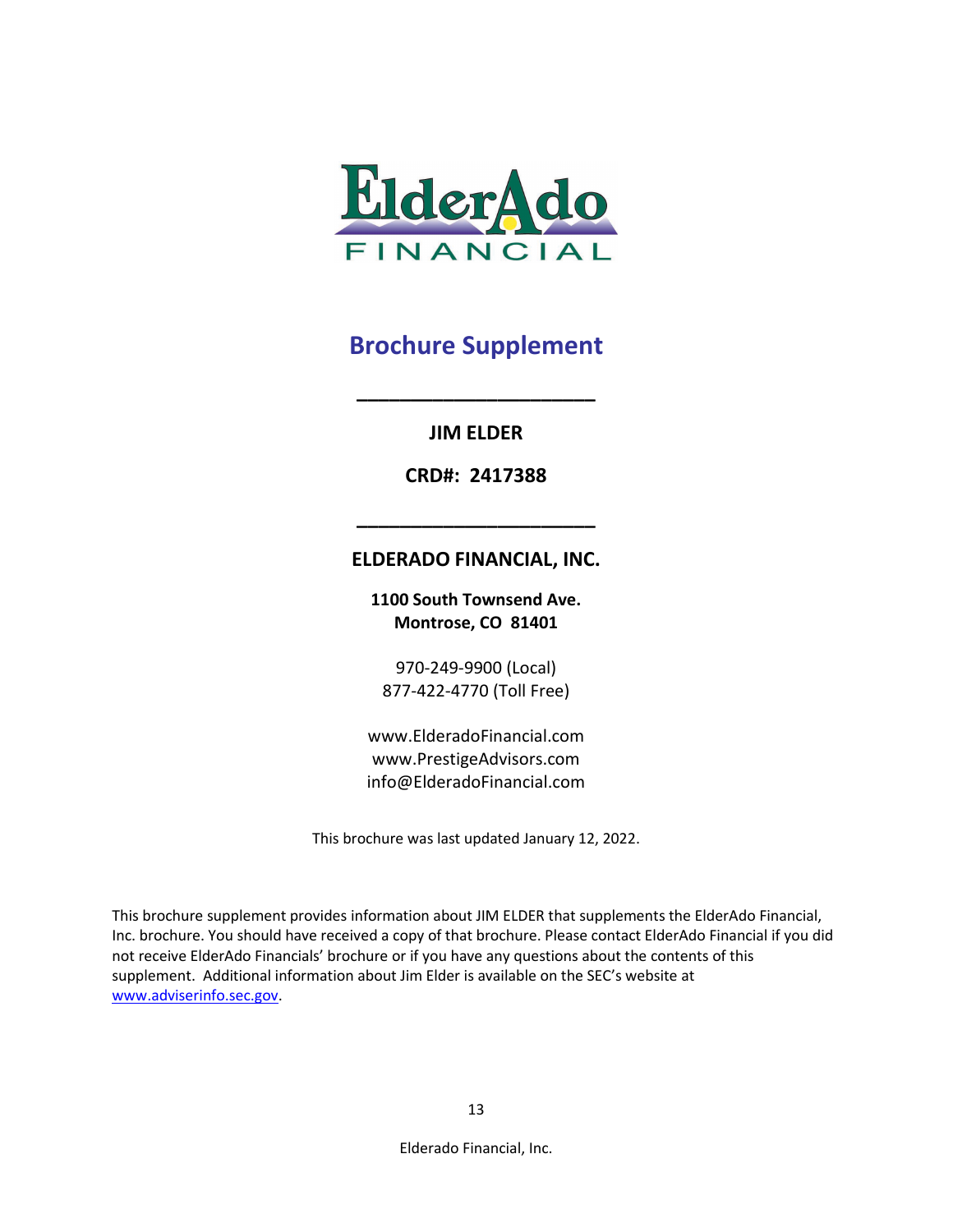ElderAdo FINANCIAL

# Brochure Supplement

---

**JIM ELDER**

**CRD#: 2417388**

---

**ELDERADO FINANCIAL, INC.**

**1100 South Townsend Ave.**
**Montrose, CO 81401**

970-249-9900 (Local)
877-422-4770 (Toll Free)

www.ElderadoFinancial.com
www.PrestigeAdvisors.com
info@ElderadoFinancial.com

This brochure was last updated January 12, 2022.

This brochure supplement provides information about JIM ELDER that supplements the ElderAdo Financial, Inc. brochure. You should have received a copy of that brochure. Please contact ElderAdo Financial if you did not receive ElderAdo Financials' brochure or if you have any questions about the contents of this supplement. Additional information about Jim Elder is available on the SEC's website at www.adviserinfo.sec.gov.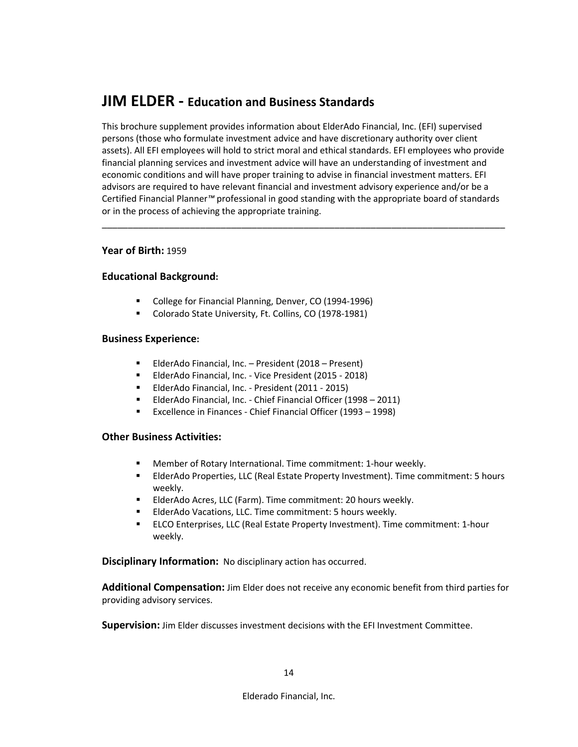# JIM ELDER - Education and Business Standards

This brochure supplement provides information about ElderAdo Financial, Inc. (EFI) supervised persons (those who formulate investment advice and have discretionary authority over client assets). All EFI employees will hold to strict moral and ethical standards. EFI employees who provide financial planning services and investment advice will have an understanding of investment and economic conditions and will have proper training to advise in financial investment matters. EFI advisors are required to have relevant financial and investment advisory experience and/or be a Certified Financial Planner™ professional in good standing with the appropriate board of standards or in the process of achieving the appropriate training.

---

**Year of Birth:** 1959

### Educational Background:

- College for Financial Planning, Denver, CO (1994-1996)
- Colorado State University, Ft. Collins, CO (1978-1981)

### Business Experience:

- ElderAdo Financial, Inc. – President (2018 – Present)
- ElderAdo Financial, Inc. - Vice President (2015 - 2018)
- ElderAdo Financial, Inc. - President (2011 - 2015)
- ElderAdo Financial, Inc. - Chief Financial Officer (1998 – 2011)
- Excellence in Finances - Chief Financial Officer (1993 – 1998)

### Other Business Activities:

- Member of Rotary International. Time commitment: 1-hour weekly.
- ElderAdo Properties, LLC (Real Estate Property Investment). Time commitment: 5 hours weekly.
- ElderAdo Acres, LLC (Farm). Time commitment: 20 hours weekly.
- ElderAdo Vacations, LLC. Time commitment: 5 hours weekly.
- ELCO Enterprises, LLC (Real Estate Property Investment). Time commitment: 1-hour weekly.

**Disciplinary Information:** No disciplinary action has occurred.

**Additional Compensation:** Jim Elder does not receive any economic benefit from third parties for providing advisory services.

**Supervision:** Jim Elder discusses investment decisions with the EFI Investment Committee.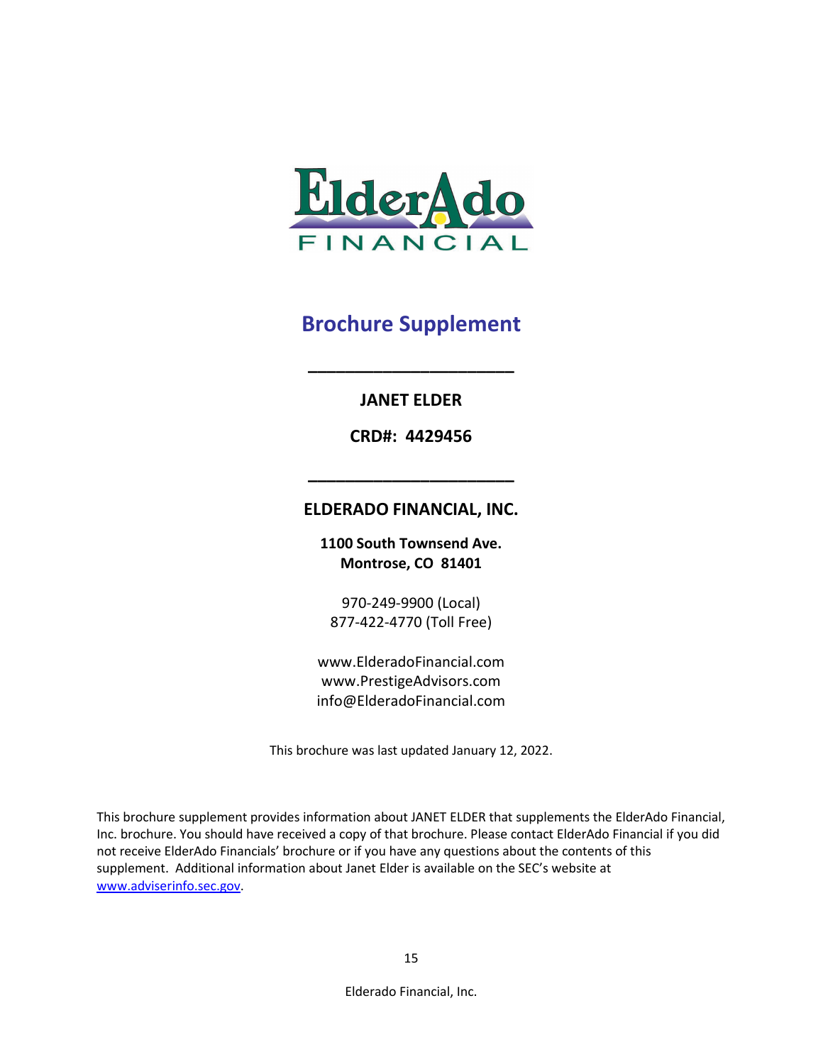ElderAdo

FINANCIAL

# Brochure Supplement

**JANET ELDER**

**CRD#: 4429456**

**ELDERADO FINANCIAL, INC.**

**1100 South Townsend Ave.**
**Montrose, CO 81401**

970-249-9900 (Local)
877-422-4770 (Toll Free)

www.ElderadoFinancial.com
www.PrestigeAdvisors.com
info@ElderadoFinancial.com

This brochure was last updated January 12, 2022.

This brochure supplement provides information about JANET ELDER that supplements the ElderAdo Financial, Inc. brochure. You should have received a copy of that brochure. Please contact ElderAdo Financial if you did not receive ElderAdo Financials' brochure or if you have any questions about the contents of this supplement. Additional information about Janet Elder is available on the SEC's website at www.adviserinfo.sec.gov.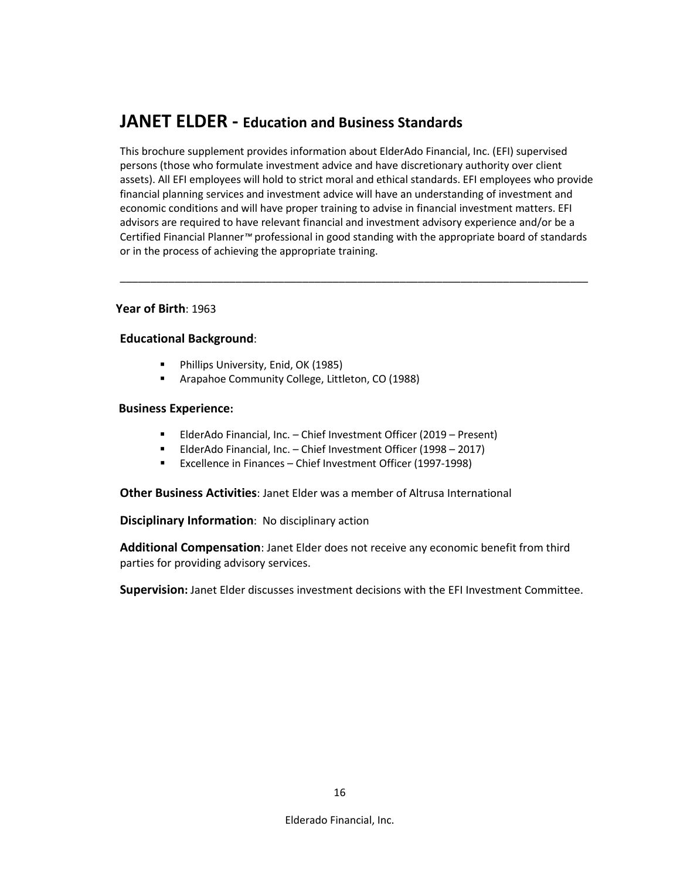# JANET ELDER - Education and Business Standards

This brochure supplement provides information about ElderAdo Financial, Inc. (EFI) supervised persons (those who formulate investment advice and have discretionary authority over client assets). All EFI employees will hold to strict moral and ethical standards. EFI employees who provide financial planning services and investment advice will have an understanding of investment and economic conditions and will have proper training to advise in financial investment matters. EFI advisors are required to have relevant financial and investment advisory experience and/or be a Certified Financial Planner™ professional in good standing with the appropriate board of standards or in the process of achieving the appropriate training.

---

**Year of Birth**: 1963

**Educational Background**:

- Phillips University, Enid, OK (1985)
- Arapahoe Community College, Littleton, CO (1988)

**Business Experience:**

- ElderAdo Financial, Inc. – Chief Investment Officer (2019 – Present)
- ElderAdo Financial, Inc. – Chief Investment Officer (1998 – 2017)
- Excellence in Finances – Chief Investment Officer (1997-1998)

**Other Business Activities**: Janet Elder was a member of Altrusa International

**Disciplinary Information**: No disciplinary action

**Additional Compensation**: Janet Elder does not receive any economic benefit from third parties for providing advisory services.

**Supervision:** Janet Elder discusses investment decisions with the EFI Investment Committee.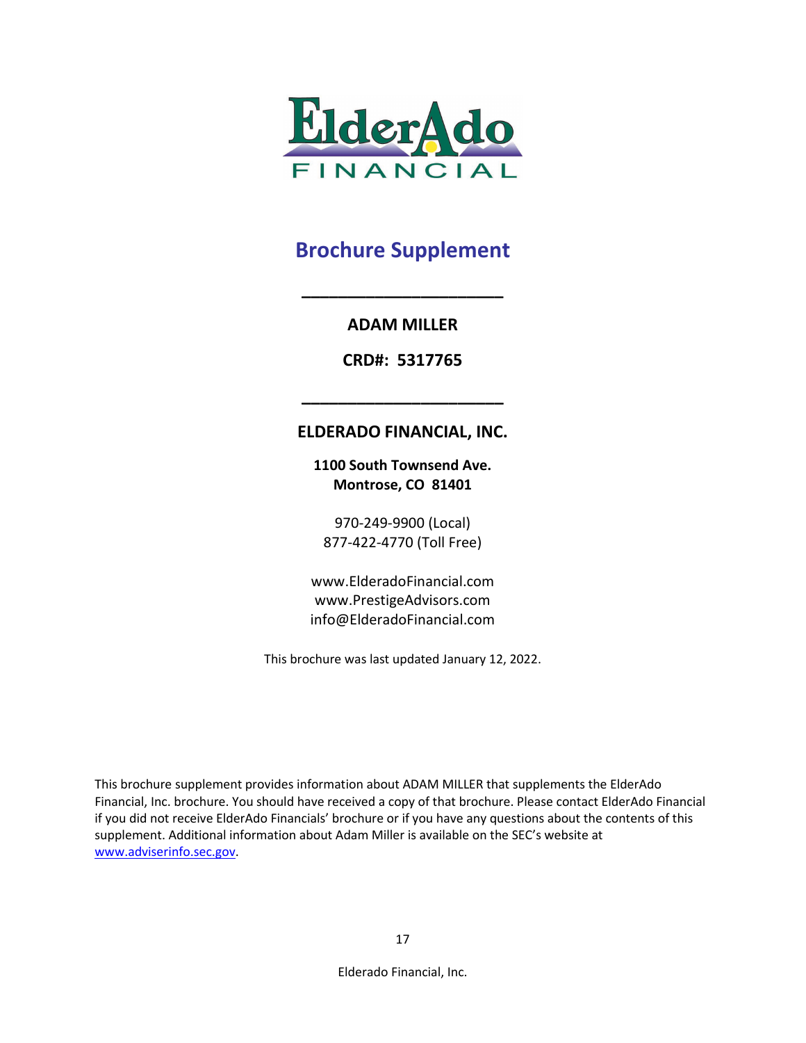ElderAdo FINANCIAL

# Brochure Supplement

---

**ADAM MILLER**

**CRD#: 5317765**

---

## ELDERADO FINANCIAL, INC.

**1100 South Townsend Ave.**
**Montrose, CO 81401**

970-249-9900 (Local)
877-422-4770 (Toll Free)

www.ElderadoFinancial.com
www.PrestigeAdvisors.com
info@ElderadoFinancial.com

This brochure was last updated January 12, 2022.

This brochure supplement provides information about ADAM MILLER that supplements the ElderAdo Financial, Inc. brochure. You should have received a copy of that brochure. Please contact ElderAdo Financial if you did not receive ElderAdo Financials' brochure or if you have any questions about the contents of this supplement. Additional information about Adam Miller is available on the SEC's website at www.adviserinfo.sec.gov.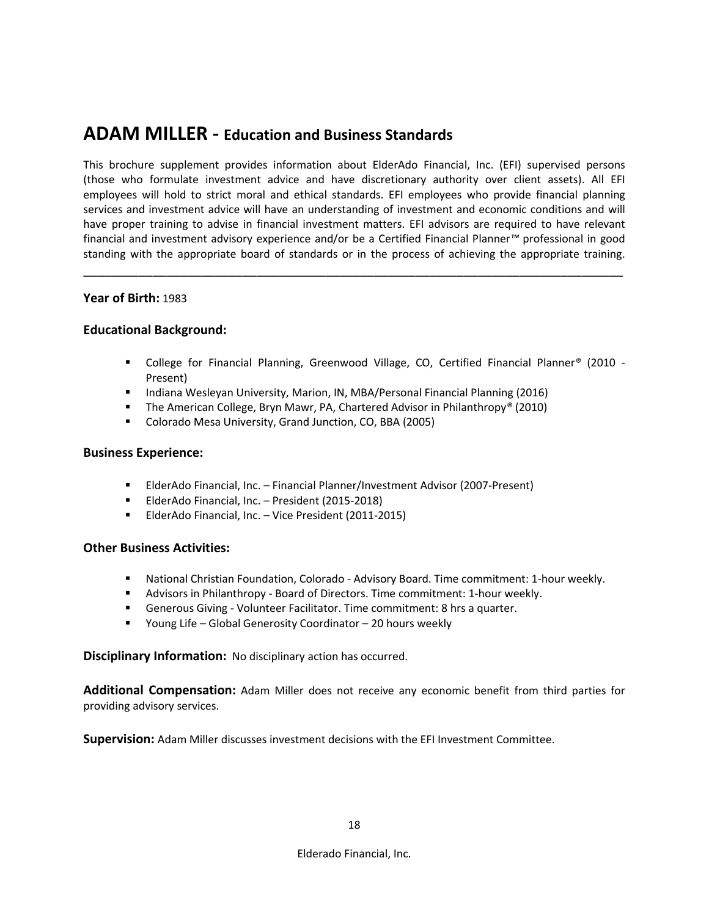# ADAM MILLER - Education and Business Standards

This brochure supplement provides information about ElderAdo Financial, Inc. (EFI) supervised persons (those who formulate investment advice and have discretionary authority over client assets). All EFI employees will hold to strict moral and ethical standards. EFI employees who provide financial planning services and investment advice will have an understanding of investment and economic conditions and will have proper training to advise in financial investment matters. EFI advisors are required to have relevant financial and investment advisory experience and/or be a Certified Financial Planner™ professional in good standing with the appropriate board of standards or in the process of achieving the appropriate training.

---

**Year of Birth:** 1983

**Educational Background:**

- College for Financial Planning, Greenwood Village, CO, Certified Financial Planner® (2010 - Present)
- Indiana Wesleyan University, Marion, IN, MBA/Personal Financial Planning (2016)
- The American College, Bryn Mawr, PA, Chartered Advisor in Philanthropy® (2010)
- Colorado Mesa University, Grand Junction, CO, BBA (2005)

**Business Experience:**

- ElderAdo Financial, Inc. – Financial Planner/Investment Advisor (2007-Present)
- ElderAdo Financial, Inc. – President (2015-2018)
- ElderAdo Financial, Inc. – Vice President (2011-2015)

**Other Business Activities:**

- National Christian Foundation, Colorado - Advisory Board. Time commitment: 1-hour weekly.
- Advisors in Philanthropy - Board of Directors. Time commitment: 1-hour weekly.
- Generous Giving - Volunteer Facilitator. Time commitment: 8 hrs a quarter.
- Young Life – Global Generosity Coordinator – 20 hours weekly

**Disciplinary Information:** No disciplinary action has occurred.

**Additional Compensation:** Adam Miller does not receive any economic benefit from third parties for providing advisory services.

**Supervision:** Adam Miller discusses investment decisions with the EFI Investment Committee.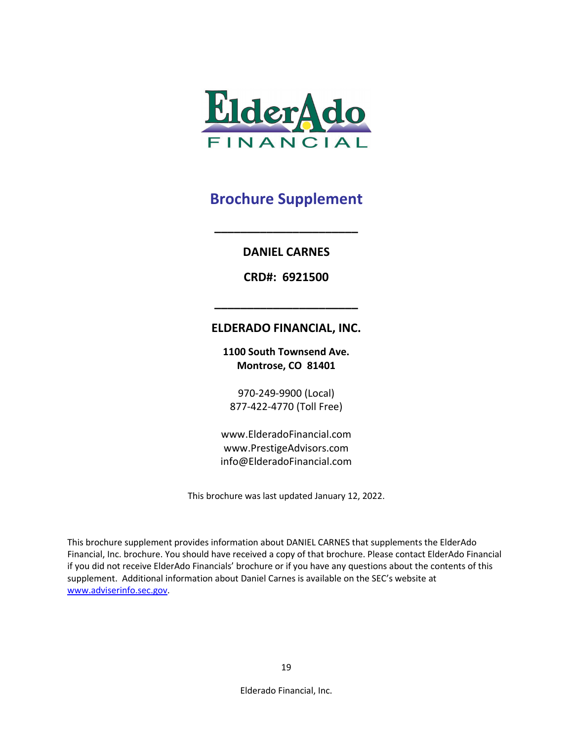ElderAdo FINANCIAL

# Brochure Supplement

---

**DANIEL CARNES**

**CRD#: 6921500**

---

**ELDERADO FINANCIAL, INC.**

**1100 South Townsend Ave.**
**Montrose, CO 81401**

970-249-9900 (Local)
877-422-4770 (Toll Free)

www.ElderadoFinancial.com
www.PrestigeAdvisors.com
info@ElderadoFinancial.com

This brochure was last updated January 12, 2022.

This brochure supplement provides information about DANIEL CARNES that supplements the ElderAdo Financial, Inc. brochure. You should have received a copy of that brochure. Please contact ElderAdo Financial if you did not receive ElderAdo Financials' brochure or if you have any questions about the contents of this supplement. Additional information about Daniel Carnes is available on the SEC's website at www.adviserinfo.sec.gov.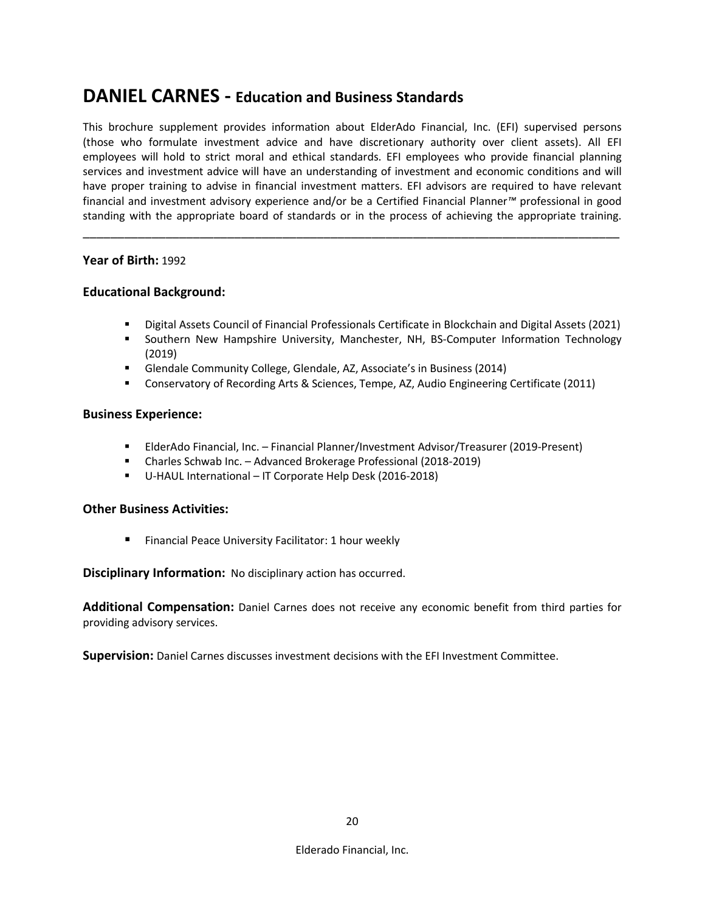# DANIEL CARNES - Education and Business Standards

This brochure supplement provides information about ElderAdo Financial, Inc. (EFI) supervised persons (those who formulate investment advice and have discretionary authority over client assets). All EFI employees will hold to strict moral and ethical standards. EFI employees who provide financial planning services and investment advice will have an understanding of investment and economic conditions and will have proper training to advise in financial investment matters. EFI advisors are required to have relevant financial and investment advisory experience and/or be a Certified Financial Planner™ professional in good standing with the appropriate board of standards or in the process of achieving the appropriate training.

---

**Year of Birth:** 1992

### Educational Background:

- Digital Assets Council of Financial Professionals Certificate in Blockchain and Digital Assets (2021)
- Southern New Hampshire University, Manchester, NH, BS-Computer Information Technology (2019)
- Glendale Community College, Glendale, AZ, Associate's in Business (2014)
- Conservatory of Recording Arts & Sciences, Tempe, AZ, Audio Engineering Certificate (2011)

### Business Experience:

- ElderAdo Financial, Inc. – Financial Planner/Investment Advisor/Treasurer (2019-Present)
- Charles Schwab Inc. – Advanced Brokerage Professional (2018-2019)
- U-HAUL International – IT Corporate Help Desk (2016-2018)

### Other Business Activities:

- Financial Peace University Facilitator: 1 hour weekly

**Disciplinary Information:** No disciplinary action has occurred.

**Additional Compensation:** Daniel Carnes does not receive any economic benefit from third parties for providing advisory services.

**Supervision:** Daniel Carnes discusses investment decisions with the EFI Investment Committee.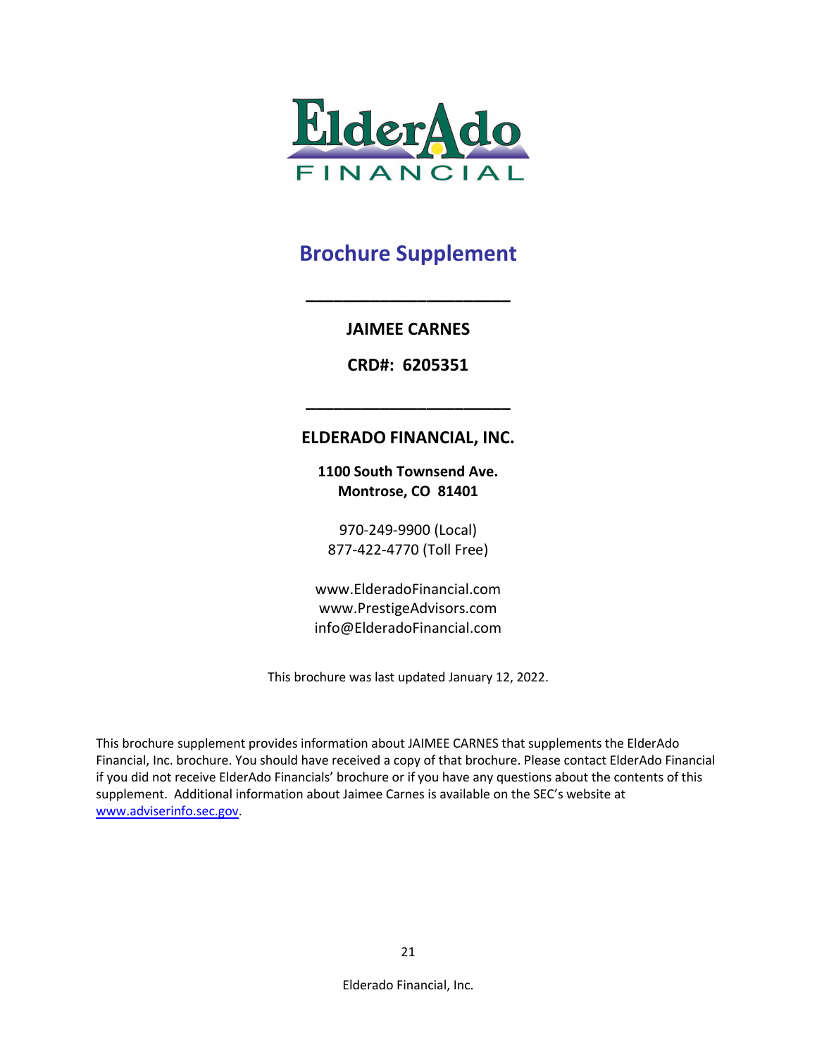ElderAdo FINANCIAL

# Brochure Supplement

---

**JAIMEE CARNES**

**CRD#: 6205351**

---

**ELDERADO FINANCIAL, INC.**

**1100 South Townsend Ave.**
**Montrose, CO 81401**

970-249-9900 (Local)
877-422-4770 (Toll Free)

www.ElderadoFinancial.com
www.PrestigeAdvisors.com
info@ElderadoFinancial.com

This brochure was last updated January 12, 2022.

This brochure supplement provides information about JAIMEE CARNES that supplements the ElderAdo Financial, Inc. brochure. You should have received a copy of that brochure. Please contact ElderAdo Financial if you did not receive ElderAdo Financials' brochure or if you have any questions about the contents of this supplement. Additional information about Jaimee Carnes is available on the SEC's website at [www.adviserinfo.sec.gov](http://www.adviserinfo.sec.gov).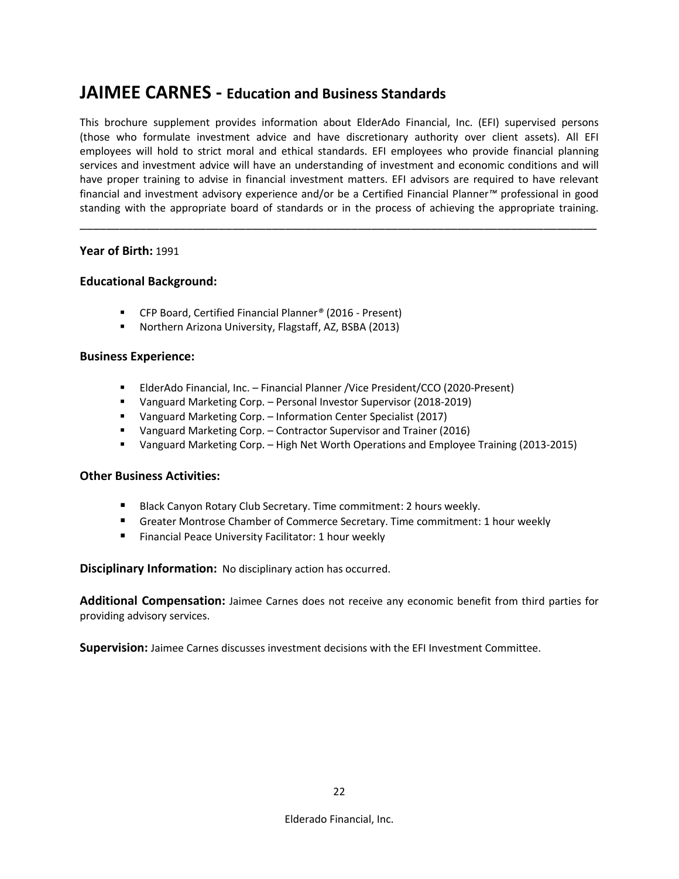# JAIMEE CARNES - Education and Business Standards

This brochure supplement provides information about ElderAdo Financial, Inc. (EFI) supervised persons (those who formulate investment advice and have discretionary authority over client assets). All EFI employees will hold to strict moral and ethical standards. EFI employees who provide financial planning services and investment advice will have an understanding of investment and economic conditions and will have proper training to advise in financial investment matters. EFI advisors are required to have relevant financial and investment advisory experience and/or be a Certified Financial Planner™ professional in good standing with the appropriate board of standards or in the process of achieving the appropriate training.

---

**Year of Birth:** 1991

### Educational Background:

- CFP Board, Certified Financial Planner® (2016 - Present)
- Northern Arizona University, Flagstaff, AZ, BSBA (2013)

### Business Experience:

- ElderAdo Financial, Inc. – Financial Planner /Vice President/CCO (2020-Present)
- Vanguard Marketing Corp. – Personal Investor Supervisor (2018-2019)
- Vanguard Marketing Corp. – Information Center Specialist (2017)
- Vanguard Marketing Corp. – Contractor Supervisor and Trainer (2016)
- Vanguard Marketing Corp. – High Net Worth Operations and Employee Training (2013-2015)

### Other Business Activities:

- Black Canyon Rotary Club Secretary. Time commitment: 2 hours weekly.
- Greater Montrose Chamber of Commerce Secretary. Time commitment: 1 hour weekly
- Financial Peace University Facilitator: 1 hour weekly

**Disciplinary Information:** No disciplinary action has occurred.

**Additional Compensation:** Jaimee Carnes does not receive any economic benefit from third parties for providing advisory services.

**Supervision:** Jaimee Carnes discusses investment decisions with the EFI Investment Committee.